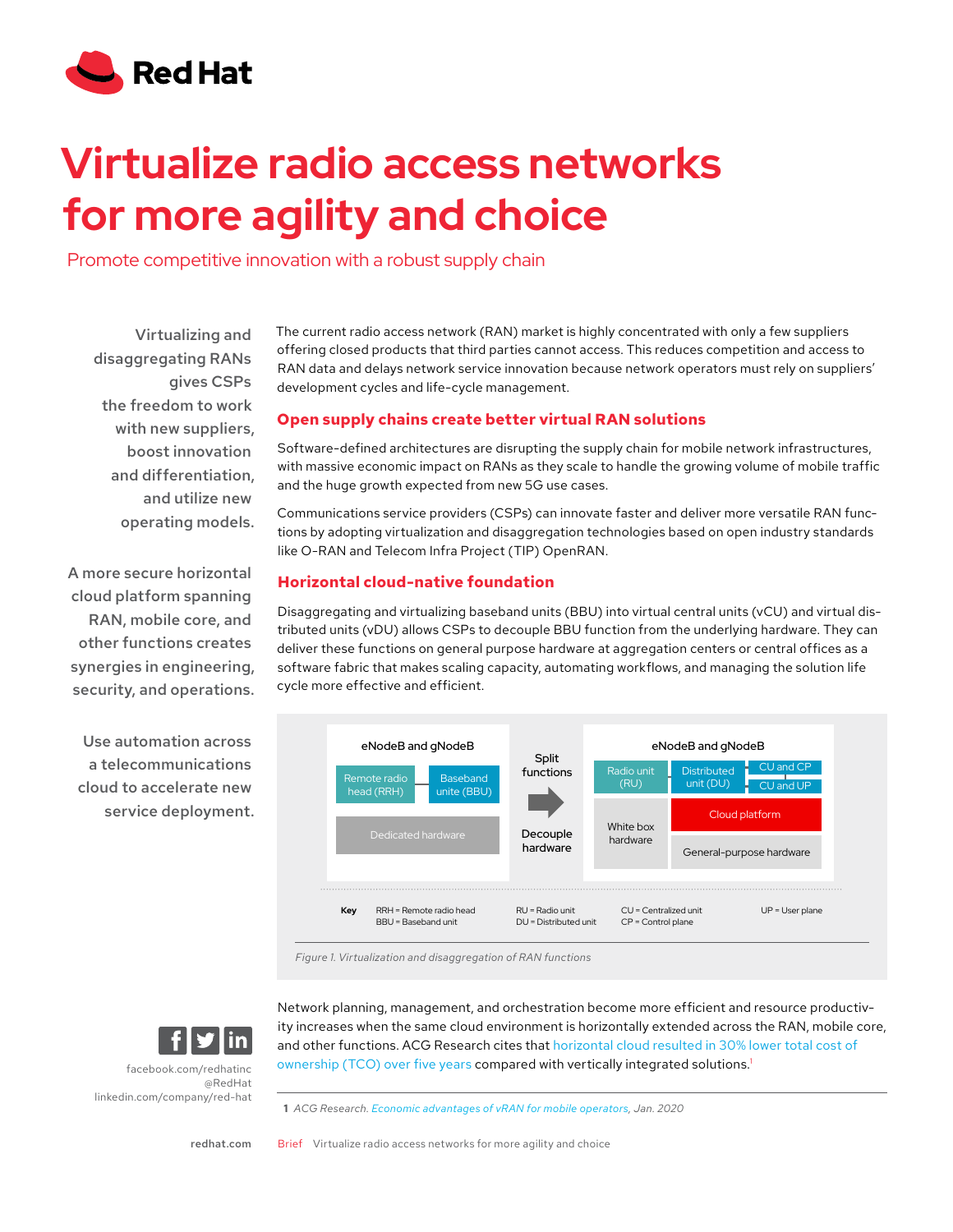# Virtualize radio access networks for more agility and choice

Promote competitive innovation with a robust supply chain

Virtualizing and disaggregating RANs gives CSPs the freedom to work with new suppliers, boost innovation and differentiation, and utilize new operating models.

A more secure horizontal cloud platform spanning RAN, mobile core, and other functions creates synergies in engineering, security, and operations.

Use automation across a telecommunications cloud to accelerate new service deployment.

The current radio access network (RAN) market is highly concentrated with only a few suppliers offering closed products that third parties cannot access. This reduces competition and access to RAN data and delays network service innovation because network operators must rely on suppliers' development cycles and life-cycle management.

## Open supply chains create better virtual RAN solutions

Software-defined architectures are disrupting the supply chain for mobile network infrastructures, with massive economic impact on RANs as they scale to handle the growing volume of mobile traffic and the huge growth expected from new 5G use cases.

Communications service providers (CSPs) can innovate faster and deliver more versatile RAN functions by adopting virtualization and disaggregation technologies based on open industry standards like O-RAN and Telecom Infra Project (TIP) OpenRAN.

## Horizontal cloud-native foundation

Disaggregating and virtualizing baseband units (BBU) into virtual central units (vCU) and virtual distributed units (vDU) allows CSPs to decouple BBU function from the underlying hardware. They can deliver these functions on general purpose hardware at aggregation centers or central offices as a software fabric that makes scaling capacity, automating workflows, and managing the solution life cycle more effective and efficient.

eNodeB and gNodeB: Remote radio head (RRH) | Baseband unite (BBU) | Dedicated hardware

Split functions → Decouple hardware

eNodeB and gNodeB: Radio unit (RU) | Distributed unit (DU) | CU and CP | CU and UP | White box hardware | Cloud platform | General-purpose hardware

**Key**
RRH = Remote radio head
BBU = Baseband unit
RU = Radio unit
DU = Distributed unit
CU = Centralized unit
CP = Control plane
UP = User plane

*Figure 1. Virtualization and disaggregation of RAN functions*

Network planning, management, and orchestration become more efficient and resource productivity increases when the same cloud environment is horizontally extended across the RAN, mobile core, and other functions. ACG Research cites that horizontal cloud resulted in 30% lower total cost of ownership (TCO) over five years compared with vertically integrated solutions.[1]

1 ACG Research. *Economic advantages of vRAN for mobile operators*, Jan. 2020

facebook.com/redhatinc
@RedHat
linkedin.com/company/red-hat

redhat.com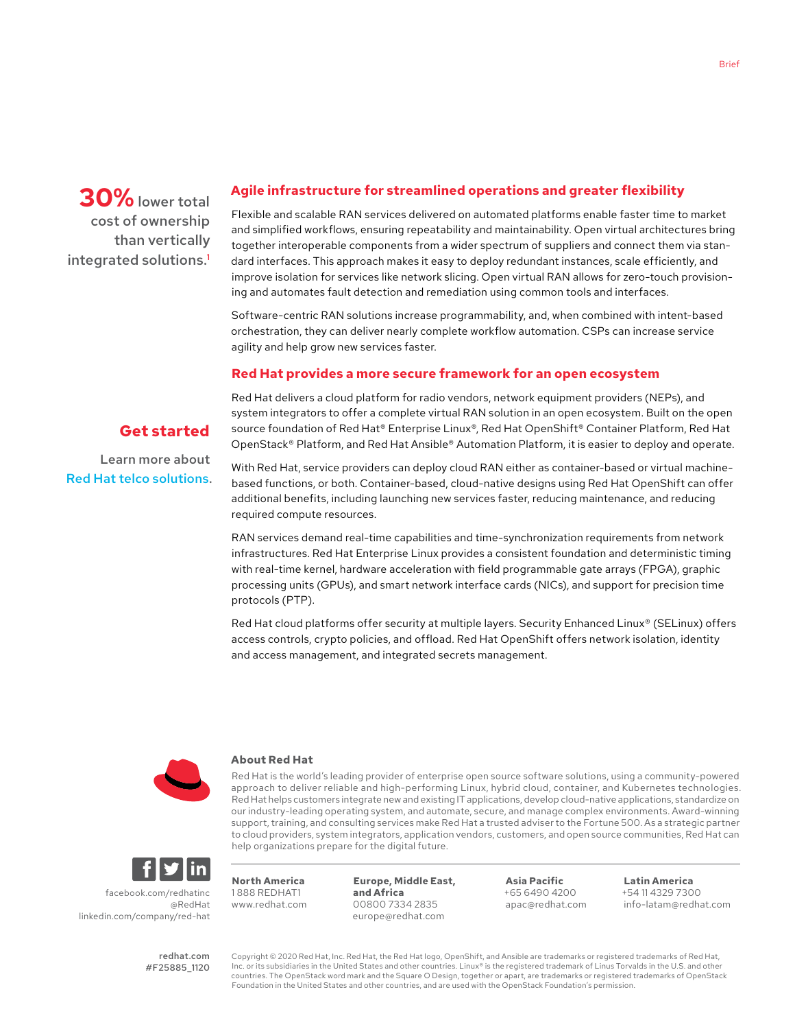**30%** lower total cost of ownership than vertically integrated solutions.[1]

## Agile infrastructure for streamlined operations and greater flexibility

Flexible and scalable RAN services delivered on automated platforms enable faster time to market and simplified workflows, ensuring repeatability and maintainability. Open virtual architectures bring together interoperable components from a wider spectrum of suppliers and connect them via standard interfaces. This approach makes it easy to deploy redundant instances, scale efficiently, and improve isolation for services like network slicing. Open virtual RAN allows for zero-touch provisioning and automates fault detection and remediation using common tools and interfaces.

Software-centric RAN solutions increase programmability, and, when combined with intent-based orchestration, they can deliver nearly complete workflow automation. CSPs can increase service agility and help grow new services faster.

## Red Hat provides a more secure framework for an open ecosystem

Red Hat delivers a cloud platform for radio vendors, network equipment providers (NEPs), and system integrators to offer a complete virtual RAN solution in an open ecosystem. Built on the open source foundation of Red Hat® Enterprise Linux®, Red Hat OpenShift® Container Platform, Red Hat OpenStack® Platform, and Red Hat Ansible® Automation Platform, it is easier to deploy and operate.

With Red Hat, service providers can deploy cloud RAN either as container-based or virtual machine-based functions, or both. Container-based, cloud-native designs using Red Hat OpenShift can offer additional benefits, including launching new services faster, reducing maintenance, and reducing required compute resources.

RAN services demand real-time capabilities and time-synchronization requirements from network infrastructures. Red Hat Enterprise Linux provides a consistent foundation and deterministic timing with real-time kernel, hardware acceleration with field programmable gate arrays (FPGA), graphic processing units (GPUs), and smart network interface cards (NICs), and support for precision time protocols (PTP).

Red Hat cloud platforms offer security at multiple layers. Security Enhanced Linux® (SELinux) offers access controls, crypto policies, and offload. Red Hat OpenShift offers network isolation, identity and access management, and integrated secrets management.

## Get started

Learn more about Red Hat telco solutions.

### About Red Hat

Red Hat is the world's leading provider of enterprise open source software solutions, using a community-powered approach to deliver reliable and high-performing Linux, hybrid cloud, container, and Kubernetes technologies. Red Hat helps customers integrate new and existing IT applications, develop cloud-native applications, standardize on our industry-leading operating system, and automate, secure, and manage complex environments. Award-winning support, training, and consulting services make Red Hat a trusted adviser to the Fortune 500. As a strategic partner to cloud providers, system integrators, application vendors, customers, and open source communities, Red Hat can help organizations prepare for the digital future.

facebook.com/redhatinc
@RedHat
linkedin.com/company/red-hat

**North America**
1 888 REDHAT1
www.redhat.com

**Europe, Middle East, and Africa**
00800 7334 2835
europe@redhat.com

**Asia Pacific**
+65 6490 4200
apac@redhat.com

**Latin America**
+54 11 4329 7300
info-latam@redhat.com

redhat.com
#F25885_1120

Copyright © 2020 Red Hat, Inc. Red Hat, the Red Hat logo, OpenShift, and Ansible are trademarks or registered trademarks of Red Hat, Inc. or its subsidiaries in the United States and other countries. Linux® is the registered trademark of Linus Torvalds in the U.S. and other countries. The OpenStack word mark and the Square O Design, together or apart, are trademarks or registered trademarks of OpenStack Foundation in the United States and other countries, and are used with the OpenStack Foundation's permission.